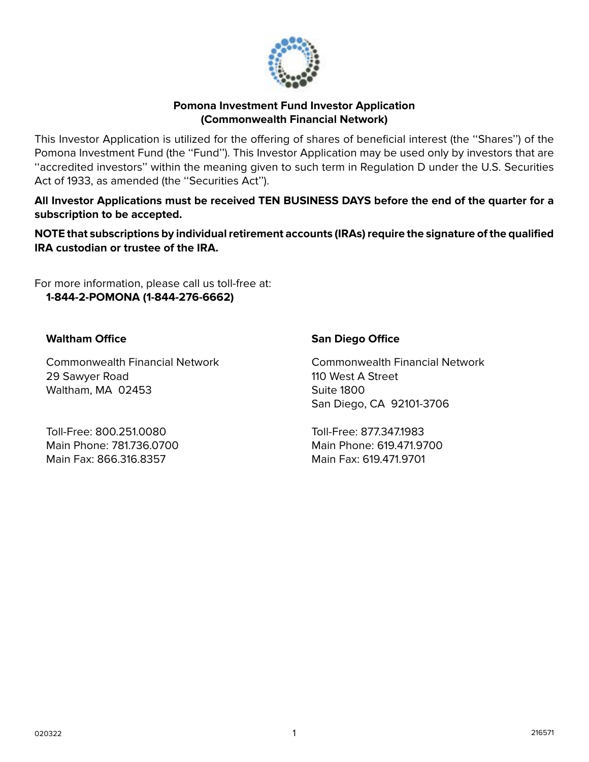# Pomona Investment Fund Investor Application
## (Commonwealth Financial Network)

This Investor Application is utilized for the offering of shares of beneficial interest (the ''Shares'') of the Pomona Investment Fund (the ''Fund''). This Investor Application may be used only by investors that are ''accredited investors'' within the meaning given to such term in Regulation D under the U.S. Securities Act of 1933, as amended (the ''Securities Act'').

**All Investor Applications must be received TEN BUSINESS DAYS before the end of the quarter for a subscription to be accepted.**

**NOTE that subscriptions by individual retirement accounts (IRAs) require the signature of the qualified IRA custodian or trustee of the IRA.**

For more information, please call us toll-free at:
**1-844-2-POMONA (1-844-276-6662)**

**Waltham Office**

Commonwealth Financial Network
29 Sawyer Road
Waltham, MA 02453

Toll-Free: 800.251.0080
Main Phone: 781.736.0700
Main Fax: 866.316.8357

**San Diego Office**

Commonwealth Financial Network
110 West A Street
Suite 1800
San Diego, CA 92101-3706

Toll-Free: 877.347.1983
Main Phone: 619.471.9700
Main Fax: 619.471.9701

020322 216571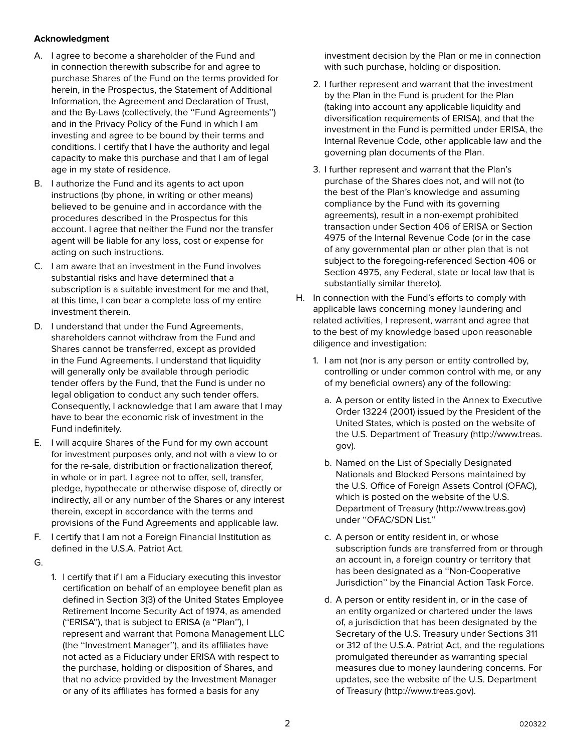**Acknowledgment**

A. I agree to become a shareholder of the Fund and in connection therewith subscribe for and agree to purchase Shares of the Fund on the terms provided for herein, in the Prospectus, the Statement of Additional Information, the Agreement and Declaration of Trust, and the By-Laws (collectively, the ''Fund Agreements'') and in the Privacy Policy of the Fund in which I am investing and agree to be bound by their terms and conditions. I certify that I have the authority and legal capacity to make this purchase and that I am of legal age in my state of residence.

B. I authorize the Fund and its agents to act upon instructions (by phone, in writing or other means) believed to be genuine and in accordance with the procedures described in the Prospectus for this account. I agree that neither the Fund nor the transfer agent will be liable for any loss, cost or expense for acting on such instructions.

C. I am aware that an investment in the Fund involves substantial risks and have determined that a subscription is a suitable investment for me and that, at this time, I can bear a complete loss of my entire investment therein.

D. I understand that under the Fund Agreements, shareholders cannot withdraw from the Fund and Shares cannot be transferred, except as provided in the Fund Agreements. I understand that liquidity will generally only be available through periodic tender offers by the Fund, that the Fund is under no legal obligation to conduct any such tender offers. Consequently, I acknowledge that I am aware that I may have to bear the economic risk of investment in the Fund indefinitely.

E. I will acquire Shares of the Fund for my own account for investment purposes only, and not with a view to or for the re-sale, distribution or fractionalization thereof, in whole or in part. I agree not to offer, sell, transfer, pledge, hypothecate or otherwise dispose of, directly or indirectly, all or any number of the Shares or any interest therein, except in accordance with the terms and provisions of the Fund Agreements and applicable law.

F. I certify that I am not a Foreign Financial Institution as defined in the U.S.A. Patriot Act.

G.

1. I certify that if I am a Fiduciary executing this investor certification on behalf of an employee benefit plan as defined in Section 3(3) of the United States Employee Retirement Income Security Act of 1974, as amended (''ERISA''), that is subject to ERISA (a ''Plan''), I represent and warrant that Pomona Management LLC (the ''Investment Manager''), and its affiliates have not acted as a Fiduciary under ERISA with respect to the purchase, holding or disposition of Shares, and that no advice provided by the Investment Manager or any of its affiliates has formed a basis for any investment decision by the Plan or me in connection with such purchase, holding or disposition.

2. I further represent and warrant that the investment by the Plan in the Fund is prudent for the Plan (taking into account any applicable liquidity and diversification requirements of ERISA), and that the investment in the Fund is permitted under ERISA, the Internal Revenue Code, other applicable law and the governing plan documents of the Plan.

3. I further represent and warrant that the Plan's purchase of the Shares does not, and will not (to the best of the Plan's knowledge and assuming compliance by the Fund with its governing agreements), result in a non-exempt prohibited transaction under Section 406 of ERISA or Section 4975 of the Internal Revenue Code (or in the case of any governmental plan or other plan that is not subject to the foregoing-referenced Section 406 or Section 4975, any Federal, state or local law that is substantially similar thereto).

H. In connection with the Fund's efforts to comply with applicable laws concerning money laundering and related activities, I represent, warrant and agree that to the best of my knowledge based upon reasonable diligence and investigation:

1. I am not (nor is any person or entity controlled by, controlling or under common control with me, or any of my beneficial owners) any of the following:

   a. A person or entity listed in the Annex to Executive Order 13224 (2001) issued by the President of the United States, which is posted on the website of the U.S. Department of Treasury (http://www.treas.gov).

   b. Named on the List of Specially Designated Nationals and Blocked Persons maintained by the U.S. Office of Foreign Assets Control (OFAC), which is posted on the website of the U.S. Department of Treasury (http://www.treas.gov) under ''OFAC/SDN List.''

   c. A person or entity resident in, or whose subscription funds are transferred from or through an account in, a foreign country or territory that has been designated as a ''Non-Cooperative Jurisdiction'' by the Financial Action Task Force.

   d. A person or entity resident in, or in the case of an entity organized or chartered under the laws of, a jurisdiction that has been designated by the Secretary of the U.S. Treasury under Sections 311 or 312 of the U.S.A. Patriot Act, and the regulations promulgated thereunder as warranting special measures due to money laundering concerns. For updates, see the website of the U.S. Department of Treasury (http://www.treas.gov).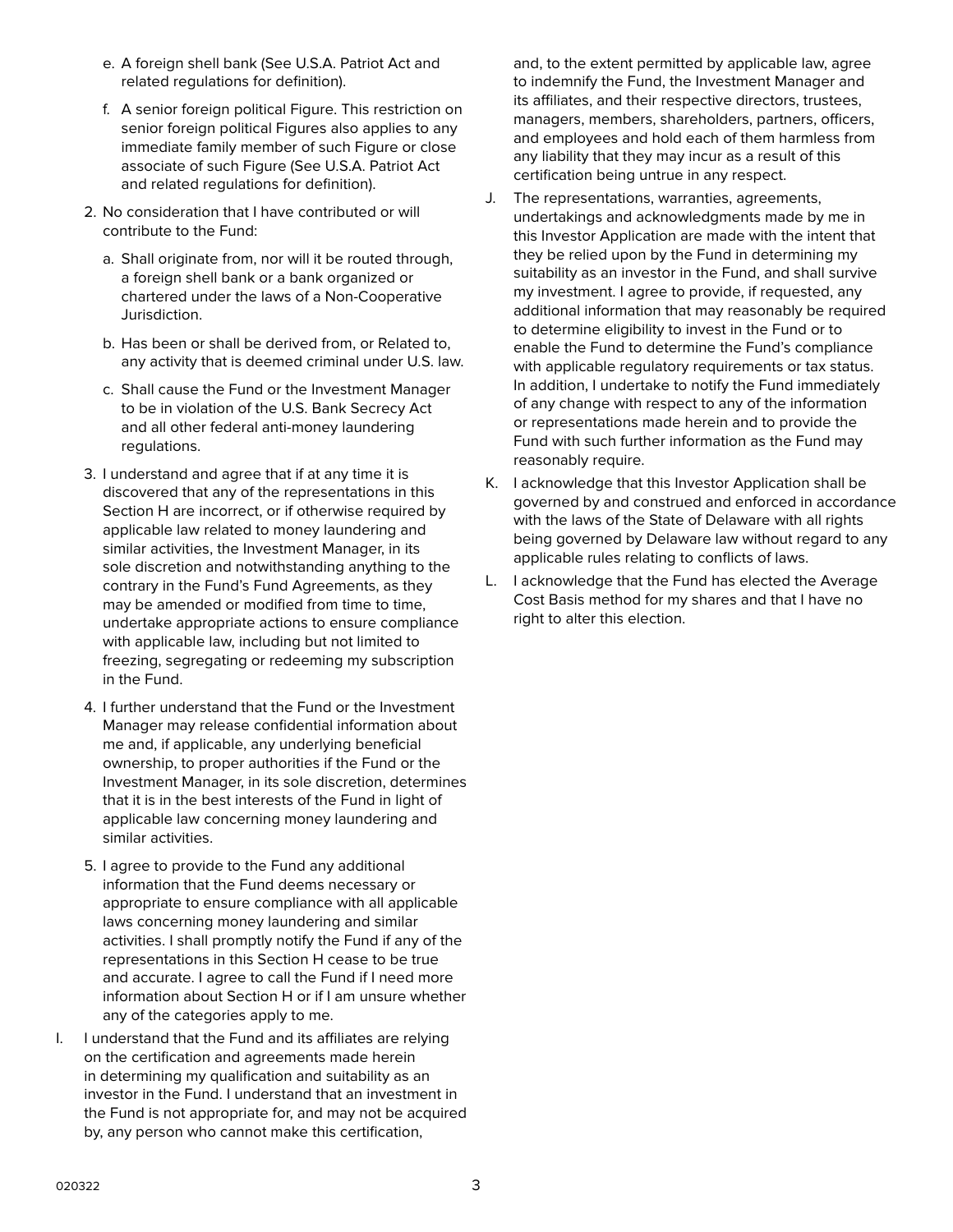e. A foreign shell bank (See U.S.A. Patriot Act and related regulations for definition).

f. A senior foreign political Figure. This restriction on senior foreign political Figures also applies to any immediate family member of such Figure or close associate of such Figure (See U.S.A. Patriot Act and related regulations for definition).

2. No consideration that I have contributed or will contribute to the Fund:

   a. Shall originate from, nor will it be routed through, a foreign shell bank or a bank organized or chartered under the laws of a Non-Cooperative Jurisdiction.

   b. Has been or shall be derived from, or Related to, any activity that is deemed criminal under U.S. law.

   c. Shall cause the Fund or the Investment Manager to be in violation of the U.S. Bank Secrecy Act and all other federal anti-money laundering regulations.

3. I understand and agree that if at any time it is discovered that any of the representations in this Section H are incorrect, or if otherwise required by applicable law related to money laundering and similar activities, the Investment Manager, in its sole discretion and notwithstanding anything to the contrary in the Fund's Fund Agreements, as they may be amended or modified from time to time, undertake appropriate actions to ensure compliance with applicable law, including but not limited to freezing, segregating or redeeming my subscription in the Fund.

4. I further understand that the Fund or the Investment Manager may release confidential information about me and, if applicable, any underlying beneficial ownership, to proper authorities if the Fund or the Investment Manager, in its sole discretion, determines that it is in the best interests of the Fund in light of applicable law concerning money laundering and similar activities.

5. I agree to provide to the Fund any additional information that the Fund deems necessary or appropriate to ensure compliance with all applicable laws concerning money laundering and similar activities. I shall promptly notify the Fund if any of the representations in this Section H cease to be true and accurate. I agree to call the Fund if I need more information about Section H or if I am unsure whether any of the categories apply to me.

I. I understand that the Fund and its affiliates are relying on the certification and agreements made herein in determining my qualification and suitability as an investor in the Fund. I understand that an investment in the Fund is not appropriate for, and may not be acquired by, any person who cannot make this certification, and, to the extent permitted by applicable law, agree to indemnify the Fund, the Investment Manager and its affiliates, and their respective directors, trustees, managers, members, shareholders, partners, officers, and employees and hold each of them harmless from any liability that they may incur as a result of this certification being untrue in any respect.

J. The representations, warranties, agreements, undertakings and acknowledgments made by me in this Investor Application are made with the intent that they be relied upon by the Fund in determining my suitability as an investor in the Fund, and shall survive my investment. I agree to provide, if requested, any additional information that may reasonably be required to determine eligibility to invest in the Fund or to enable the Fund to determine the Fund's compliance with applicable regulatory requirements or tax status. In addition, I undertake to notify the Fund immediately of any change with respect to any of the information or representations made herein and to provide the Fund with such further information as the Fund may reasonably require.

K. I acknowledge that this Investor Application shall be governed by and construed and enforced in accordance with the laws of the State of Delaware with all rights being governed by Delaware law without regard to any applicable rules relating to conflicts of laws.

L. I acknowledge that the Fund has elected the Average Cost Basis method for my shares and that I have no right to alter this election.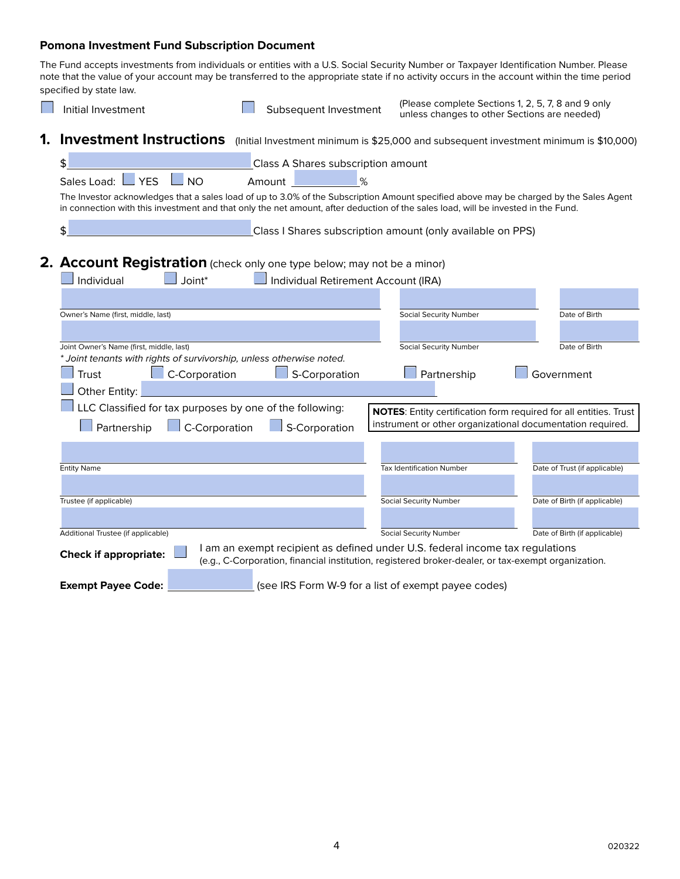**Pomona Investment Fund Subscription Document**

The Fund accepts investments from individuals or entities with a U.S. Social Security Number or Taxpayer Identification Number. Please note that the value of your account may be transferred to the appropriate state if no activity occurs in the account within the time period specified by state law.

☐ Initial Investment ☐ Subsequent Investment (Please complete Sections 1, 2, 5, 7, 8 and 9 only unless changes to other Sections are needed)

## 1. Investment Instructions

(Initial Investment minimum is $25,000 and subsequent investment minimum is $10,000)

$\_\_\_\_\_\_\_\_\_\_\_\_ Class A Shares subscription amount

Sales Load: ☐ YES ☐ NO Amount \_\_\_\_\_\_ %

The Investor acknowledges that a sales load of up to 3.0% of the Subscription Amount specified above may be charged by the Sales Agent in connection with this investment and that only the net amount, after deduction of the sales load, will be invested in the Fund.

$\_\_\_\_\_\_\_\_\_\_\_\_ Class I Shares subscription amount (only available on PPS)

## 2. Account Registration

(check only one type below; may not be a minor)

☐ Individual ☐ Joint* ☐ Individual Retirement Account (IRA)

| Owner's Name (first, middle, last) | Social Security Number | Date of Birth |
|---|---|---|
| | | |

| Joint Owner's Name (first, middle, last) | Social Security Number | Date of Birth |
|---|---|---|
| | | |

*\* Joint tenants with rights of survivorship, unless otherwise noted.*

☐ Trust ☐ C-Corporation ☐ S-Corporation ☐ Partnership ☐ Government

☐ Other Entity: \_\_\_\_\_\_\_\_\_\_\_\_

☐ LLC Classified for tax purposes by one of the following:

☐ Partnership ☐ C-Corporation ☐ S-Corporation

**NOTES**: Entity certification form required for all entities. Trust instrument or other organizational documentation required.

| Entity Name | Tax Identification Number | Date of Trust (if applicable) |
|---|---|---|
| | | |

| Trustee (if applicable) | Social Security Number | Date of Birth (if applicable) |
|---|---|---|
| | | |

| Additional Trustee (if applicable) | Social Security Number | Date of Birth (if applicable) |
|---|---|---|
| | | |

**Check if appropriate:** ☐ I am an exempt recipient as defined under U.S. federal income tax regulations (e.g., C-Corporation, financial institution, registered broker-dealer, or tax-exempt organization.

**Exempt Payee Code:** \_\_\_\_\_\_\_\_ (see IRS Form W-9 for a list of exempt payee codes)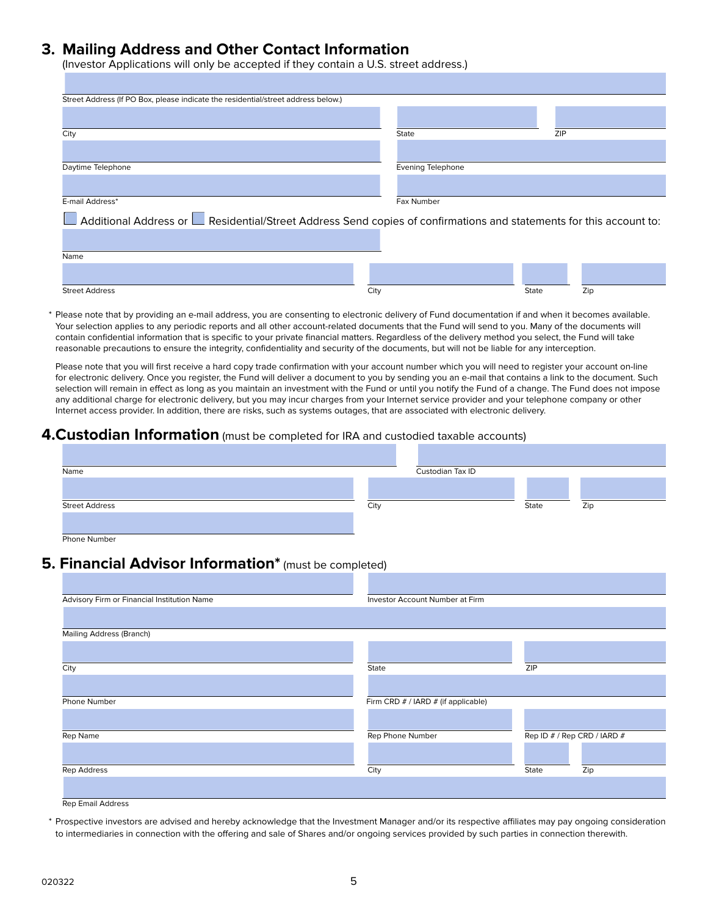## 3. Mailing Address and Other Contact Information

(Investor Applications will only be accepted if they contain a U.S. street address.)

Street Address (If PO Box, please indicate the residential/street address below.)

City | State | ZIP

Daytime Telephone | Evening Telephone

E-mail Address* | Fax Number

☐ Additional Address or ☐ Residential/Street Address Send copies of confirmations and statements for this account to:

Name

Street Address | City | State | Zip

\* Please note that by providing an e-mail address, you are consenting to electronic delivery of Fund documentation if and when it becomes available. Your selection applies to any periodic reports and all other account-related documents that the Fund will send to you. Many of the documents will contain confidential information that is specific to your private financial matters. Regardless of the delivery method you select, the Fund will take reasonable precautions to ensure the integrity, confidentiality and security of the documents, but will not be liable for any interception.

Please note that you will first receive a hard copy trade confirmation with your account number which you will need to register your account on-line for electronic delivery. Once you register, the Fund will deliver a document to you by sending you an e-mail that contains a link to the document. Such selection will remain in effect as long as you maintain an investment with the Fund or until you notify the Fund of a change. The Fund does not impose any additional charge for electronic delivery, but you may incur charges from your Internet service provider and your telephone company or other Internet access provider. In addition, there are risks, such as systems outages, that are associated with electronic delivery.

## 4. Custodian Information (must be completed for IRA and custodied taxable accounts)

Name | Custodian Tax ID

Street Address | City | State | Zip

Phone Number

## 5. Financial Advisor Information* (must be completed)

Advisory Firm or Financial Institution Name | Investor Account Number at Firm

Mailing Address (Branch)

City | State | ZIP

Phone Number | Firm CRD # / IARD # (if applicable)

Rep Name | Rep Phone Number | Rep ID # / Rep CRD / IARD #

Rep Address | City | State | Zip

Rep Email Address

\* Prospective investors are advised and hereby acknowledge that the Investment Manager and/or its respective affiliates may pay ongoing consideration to intermediaries in connection with the offering and sale of Shares and/or ongoing services provided by such parties in connection therewith.

020322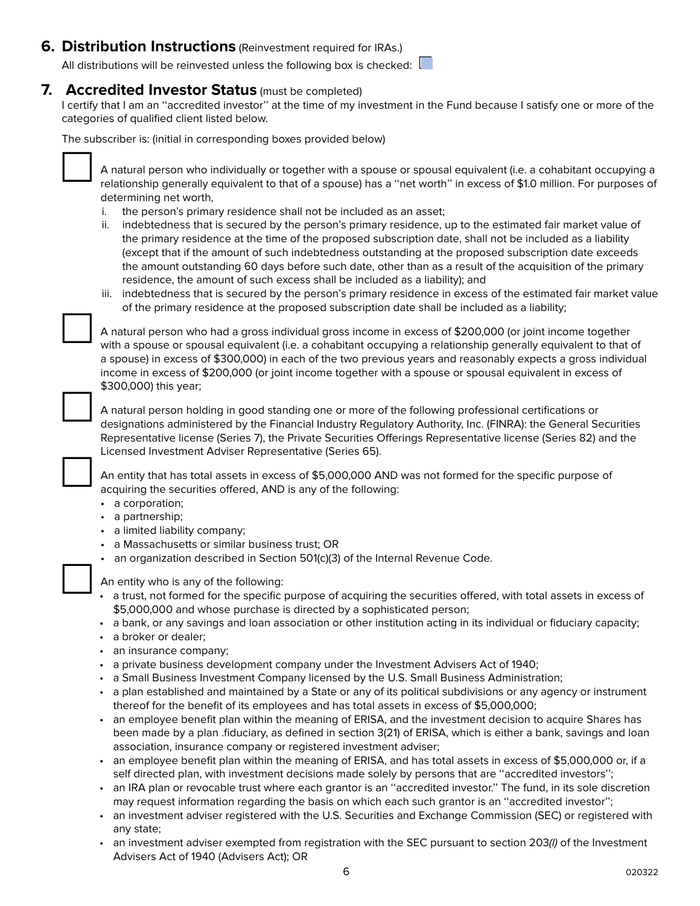## 6. Distribution Instructions (Reinvestment required for IRAs.)

All distributions will be reinvested unless the following box is checked: ☐

## 7. Accredited Investor Status (must be completed)

I certify that I am an "accredited investor" at the time of my investment in the Fund because I satisfy one or more of the categories of qualified client listed below.

The subscriber is: (initial in corresponding boxes provided below)

☐ A natural person who individually or together with a spouse or spousal equivalent (i.e. a cohabitant occupying a relationship generally equivalent to that of a spouse) has a "net worth" in excess of $1.0 million. For purposes of determining net worth,

i. the person's primary residence shall not be included as an asset;
ii. indebtedness that is secured by the person's primary residence, up to the estimated fair market value of the primary residence at the time of the proposed subscription date, shall not be included as a liability (except that if the amount of such indebtedness outstanding at the proposed subscription date exceeds the amount outstanding 60 days before such date, other than as a result of the acquisition of the primary residence, the amount of such excess shall be included as a liability); and
iii. indebtedness that is secured by the person's primary residence in excess of the estimated fair market value of the primary residence at the proposed subscription date shall be included as a liability;

☐ A natural person who had a gross individual gross income in excess of $200,000 (or joint income together with a spouse or spousal equivalent (i.e. a cohabitant occupying a relationship generally equivalent to that of a spouse) in excess of $300,000) in each of the two previous years and reasonably expects a gross individual income in excess of $200,000 (or joint income together with a spouse or spousal equivalent in excess of $300,000) this year;

☐ A natural person holding in good standing one or more of the following professional certifications or designations administered by the Financial Industry Regulatory Authority, Inc. (FINRA): the General Securities Representative license (Series 7), the Private Securities Offerings Representative license (Series 82) and the Licensed Investment Adviser Representative (Series 65).

☐ An entity that has total assets in excess of $5,000,000 AND was not formed for the specific purpose of acquiring the securities offered, AND is any of the following:

- a corporation;
- a partnership;
- a limited liability company;
- a Massachusetts or similar business trust; OR
- an organization described in Section 501(c)(3) of the Internal Revenue Code.

☐ An entity who is any of the following:

- a trust, not formed for the specific purpose of acquiring the securities offered, with total assets in excess of $5,000,000 and whose purchase is directed by a sophisticated person;
- a bank, or any savings and loan association or other institution acting in its individual or fiduciary capacity;
- a broker or dealer;
- an insurance company;
- a private business development company under the Investment Advisers Act of 1940;
- a Small Business Investment Company licensed by the U.S. Small Business Administration;
- a plan established and maintained by a State or any of its political subdivisions or any agency or instrument thereof for the benefit of its employees and has total assets in excess of $5,000,000;
- an employee benefit plan within the meaning of ERISA, and the investment decision to acquire Shares has been made by a plan .fiduciary, as defined in section 3(21) of ERISA, which is either a bank, savings and loan association, insurance company or registered investment adviser;
- an employee benefit plan within the meaning of ERISA, and has total assets in excess of $5,000,000 or, if a self directed plan, with investment decisions made solely by persons that are "accredited investors";
- an IRA plan or revocable trust where each grantor is an "accredited investor." The fund, in its sole discretion may request information regarding the basis on which each such grantor is an "accredited investor";
- an investment adviser registered with the U.S. Securities and Exchange Commission (SEC) or registered with any state;
- an investment adviser exempted from registration with the SEC pursuant to section 203*(l)* of the Investment Advisers Act of 1940 (Advisers Act); OR

020322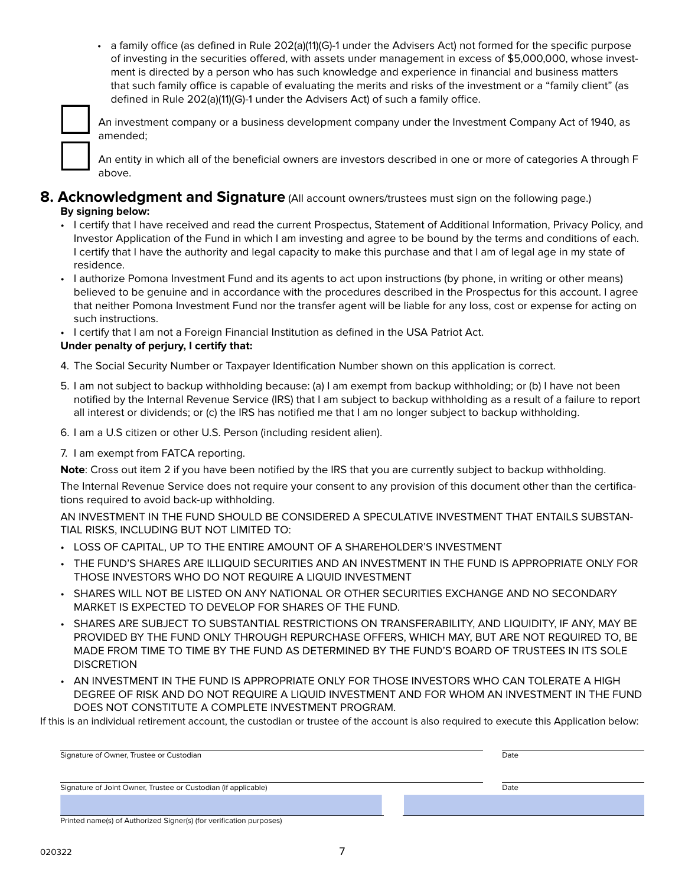- a family office (as defined in Rule 202(a)(11)(G)-1 under the Advisers Act) not formed for the specific purpose of investing in the securities offered, with assets under management in excess of $5,000,000, whose investment is directed by a person who has such knowledge and experience in financial and business matters that such family office is capable of evaluating the merits and risks of the investment or a "family client" (as defined in Rule 202(a)(11)(G)-1 under the Advisers Act) of such a family office.

☐ An investment company or a business development company under the Investment Company Act of 1940, as amended;

☐ An entity in which all of the beneficial owners are investors described in one or more of categories A through F above.

## 8. Acknowledgment and Signature (All account owners/trustees must sign on the following page.)

**By signing below:**

- I certify that I have received and read the current Prospectus, Statement of Additional Information, Privacy Policy, and Investor Application of the Fund in which I am investing and agree to be bound by the terms and conditions of each. I certify that I have the authority and legal capacity to make this purchase and that I am of legal age in my state of residence.
- I authorize Pomona Investment Fund and its agents to act upon instructions (by phone, in writing or other means) believed to be genuine and in accordance with the procedures described in the Prospectus for this account. I agree that neither Pomona Investment Fund nor the transfer agent will be liable for any loss, cost or expense for acting on such instructions.
- I certify that I am not a Foreign Financial Institution as defined in the USA Patriot Act.

**Under penalty of perjury, I certify that:**

4. The Social Security Number or Taxpayer Identification Number shown on this application is correct.
5. I am not subject to backup withholding because: (a) I am exempt from backup withholding; or (b) I have not been notified by the Internal Revenue Service (IRS) that I am subject to backup withholding as a result of a failure to report all interest or dividends; or (c) the IRS has notified me that I am no longer subject to backup withholding.
6. I am a U.S citizen or other U.S. Person (including resident alien).
7. I am exempt from FATCA reporting.

**Note**: Cross out item 2 if you have been notified by the IRS that you are currently subject to backup withholding.

The Internal Revenue Service does not require your consent to any provision of this document other than the certifications required to avoid back-up withholding.

AN INVESTMENT IN THE FUND SHOULD BE CONSIDERED A SPECULATIVE INVESTMENT THAT ENTAILS SUBSTANTIAL RISKS, INCLUDING BUT NOT LIMITED TO:

- LOSS OF CAPITAL, UP TO THE ENTIRE AMOUNT OF A SHAREHOLDER'S INVESTMENT
- THE FUND'S SHARES ARE ILLIQUID SECURITIES AND AN INVESTMENT IN THE FUND IS APPROPRIATE ONLY FOR THOSE INVESTORS WHO DO NOT REQUIRE A LIQUID INVESTMENT
- SHARES WILL NOT BE LISTED ON ANY NATIONAL OR OTHER SECURITIES EXCHANGE AND NO SECONDARY MARKET IS EXPECTED TO DEVELOP FOR SHARES OF THE FUND.
- SHARES ARE SUBJECT TO SUBSTANTIAL RESTRICTIONS ON TRANSFERABILITY, AND LIQUIDITY, IF ANY, MAY BE PROVIDED BY THE FUND ONLY THROUGH REPURCHASE OFFERS, WHICH MAY, BUT ARE NOT REQUIRED TO, BE MADE FROM TIME TO TIME BY THE FUND AS DETERMINED BY THE FUND'S BOARD OF TRUSTEES IN ITS SOLE DISCRETION
- AN INVESTMENT IN THE FUND IS APPROPRIATE ONLY FOR THOSE INVESTORS WHO CAN TOLERATE A HIGH DEGREE OF RISK AND DO NOT REQUIRE A LIQUID INVESTMENT AND FOR WHOM AN INVESTMENT IN THE FUND DOES NOT CONSTITUTE A COMPLETE INVESTMENT PROGRAM.

If this is an individual retirement account, the custodian or trustee of the account is also required to execute this Application below:

_______________________________________________ _______________
Signature of Owner, Trustee or Custodian Date

_______________________________________________ _______________
Signature of Joint Owner, Trustee or Custodian (if applicable) Date

_______________________________________________ _______________
Printed name(s) of Authorized Signer(s) (for verification purposes)

020322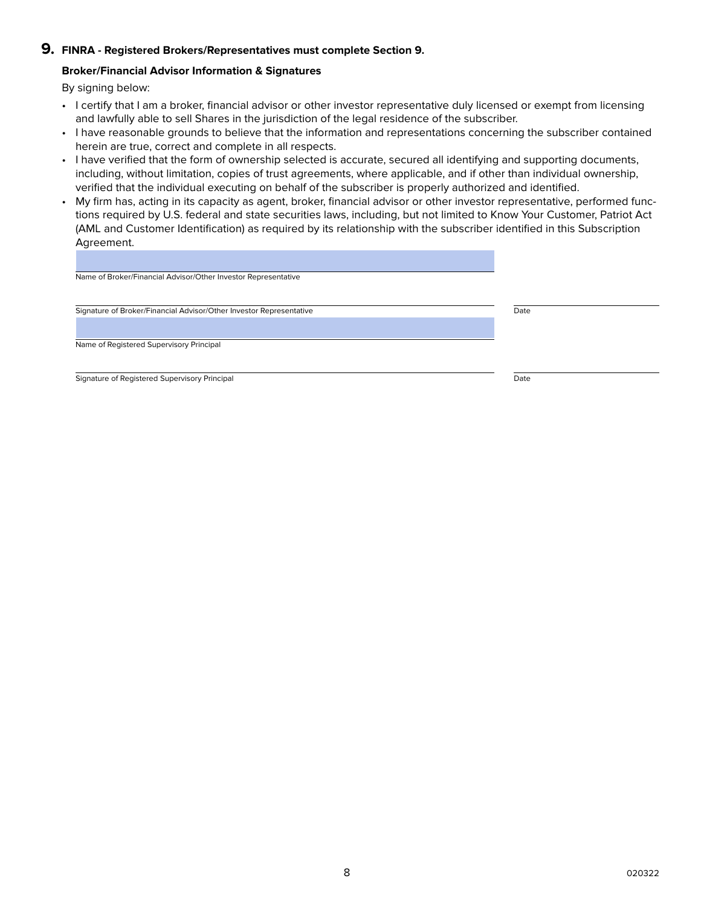## 9. FINRA - Registered Brokers/Representatives must complete Section 9.

**Broker/Financial Advisor Information & Signatures**

By signing below:

- I certify that I am a broker, financial advisor or other investor representative duly licensed or exempt from licensing and lawfully able to sell Shares in the jurisdiction of the legal residence of the subscriber.
- I have reasonable grounds to believe that the information and representations concerning the subscriber contained herein are true, correct and complete in all respects.
- I have verified that the form of ownership selected is accurate, secured all identifying and supporting documents, including, without limitation, copies of trust agreements, where applicable, and if other than individual ownership, verified that the individual executing on behalf of the subscriber is properly authorized and identified.
- My firm has, acting in its capacity as agent, broker, financial advisor or other investor representative, performed functions required by U.S. federal and state securities laws, including, but not limited to Know Your Customer, Patriot Act (AML and Customer Identification) as required by its relationship with the subscriber identified in this Subscription Agreement.

______________________________________________
Name of Broker/Financial Advisor/Other Investor Representative

______________________________________________ ____________________
Signature of Broker/Financial Advisor/Other Investor Representative Date

______________________________________________
Name of Registered Supervisory Principal

______________________________________________ ____________________
Signature of Registered Supervisory Principal Date

020322